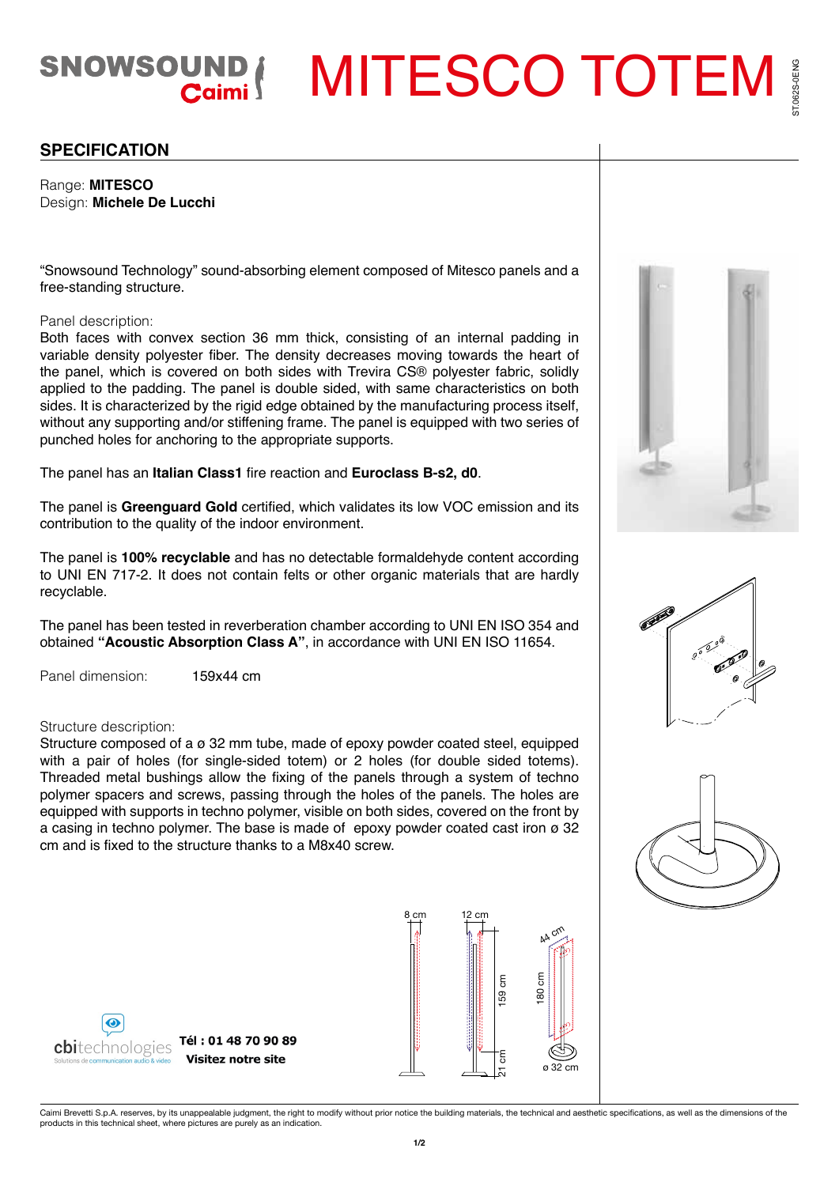SNOWSOUND Caimi

# MITESCO TOTEM

ST.062S-0ENG

## SPECIFICATION

Range: **MITESCO**
Design: **Michele De Lucchi**

“Snowsound Technology” sound-absorbing element composed of Mitesco panels and a free-standing structure.

Panel description:
Both faces with convex section 36 mm thick, consisting of an internal padding in variable density polyester fiber. The density decreases moving towards the heart of the panel, which is covered on both sides with Trevira CS® polyester fabric, solidly applied to the padding. The panel is double sided, with same characteristics on both sides. It is characterized by the rigid edge obtained by the manufacturing process itself, without any supporting and/or stiffening frame. The panel is equipped with two series of punched holes for anchoring to the appropriate supports.

The panel has an **Italian Class1** fire reaction and **Euroclass B-s2, d0**.

The panel is **Greenguard Gold** certified, which validates its low VOC emission and its contribution to the quality of the indoor environment.

The panel is **100% recyclable** and has no detectable formaldehyde content according to UNI EN 717-2. It does not contain felts or other organic materials that are hardly recyclable.

The panel has been tested in reverberation chamber according to UNI EN ISO 354 and obtained **“Acoustic Absorption Class A”**, in accordance with UNI EN ISO 11654.

Panel dimension: 159x44 cm

Structure description:
Structure composed of a ø 32 mm tube, made of epoxy powder coated steel, equipped with a pair of holes (for single-sided totem) or 2 holes (for double sided totems). Threaded metal bushings allow the fixing of the panels through a system of techno polymer spacers and screws, passing through the holes of the panels. The holes are equipped with supports in techno polymer, visible on both sides, covered on the front by a casing in techno polymer. The base is made of epoxy powder coated cast iron ø 32 cm and is fixed to the structure thanks to a M8x40 screw.

8 cm 12 cm 159 cm 21 cm 44 cm 180 cm ø 32 cm

cbitechnologies Solutions de communication audio & vidéo
**Tél : 01 48 70 90 89**
**Visitez notre site**

Caimi Brevetti S.p.A. reserves, by its unappealable judgment, the right to modify without prior notice the building materials, the technical and aesthetic specifications, as well as the dimensions of the products in this technical sheet, where pictures are purely as an indication.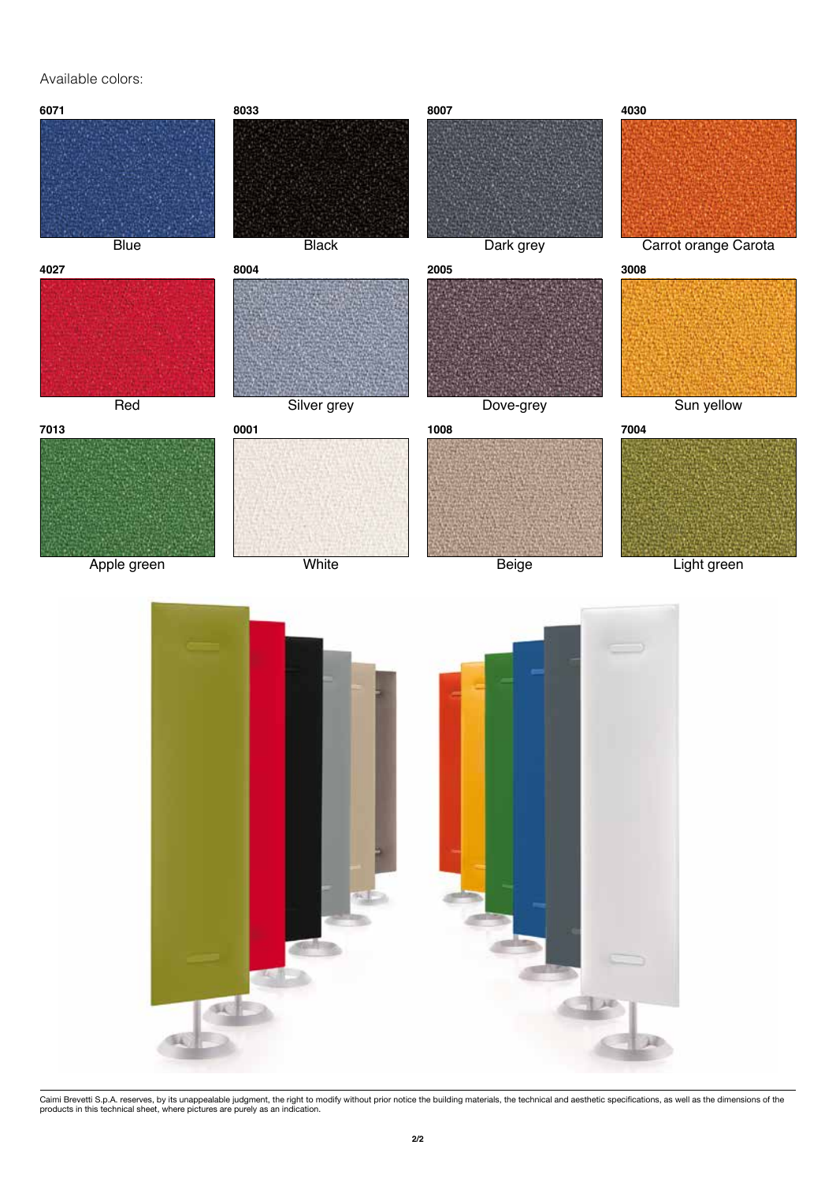Available colors:

6071
Blue

8033
Black

8007
Dark grey

4030
Carrot orange Carota

4027
Red

8004
Silver grey

2005
Dove-grey

3008
Sun yellow

7013
Apple green

0001
White

1008
Beige

7004
Light green

Caimi Brevetti S.p.A. reserves, by its unappealable judgment, the right to modify without prior notice the building materials, the technical and aesthetic specifications, as well as the dimensions of the products in this technical sheet, where pictures are purely as an indication.